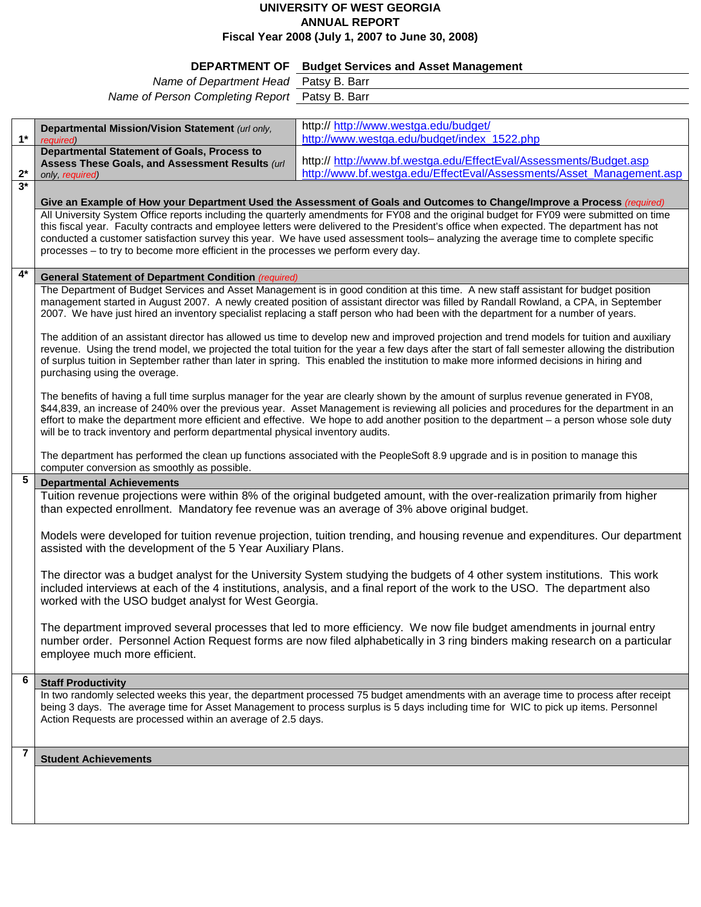# UNIVERSITY OF WEST GEORGIA
## ANNUAL REPORT
### Fiscal Year 2008 (July 1, 2007 to June 30, 2008)

**DEPARTMENT OF** **Budget Services and Asset Management**

*Name of Department Head* Patsy B. Barr

*Name of Person Completing Report* Patsy B. Barr

| | | |
|---|---|---|
| 1* | **Departmental Mission/Vision Statement** *(url only, required)* | http:// http://www.westga.edu/budget/ http://www.westga.edu/budget/index_1522.php |
| 2* | **Departmental Statement of Goals, Process to Assess These Goals, and Assessment Results** *(url only, required)* | http:// http://www.bf.westga.edu/EffectEval/Assessments/Budget.asp http://www.bf.westga.edu/EffectEval/Assessments/Asset_Management.asp |

**3\* Give an Example of How your Department Used the Assessment of Goals and Outcomes to Change/Improve a Process** *(required)*

All University System Office reports including the quarterly amendments for FY08 and the original budget for FY09 were submitted on time this fiscal year. Faculty contracts and employee letters were delivered to the President's office when expected. The department has not conducted a customer satisfaction survey this year. We have used assessment tools– analyzing the average time to complete specific processes – to try to become more efficient in the processes we perform every day.

**4\* General Statement of Department Condition** *(required)*

The Department of Budget Services and Asset Management is in good condition at this time. A new staff assistant for budget position management started in August 2007. A newly created position of assistant director was filled by Randall Rowland, a CPA, in September 2007. We have just hired an inventory specialist replacing a staff person who had been with the department for a number of years.

The addition of an assistant director has allowed us time to develop new and improved projection and trend models for tuition and auxiliary revenue. Using the trend model, we projected the total tuition for the year a few days after the start of fall semester allowing the distribution of surplus tuition in September rather than later in spring. This enabled the institution to make more informed decisions in hiring and purchasing using the overage.

The benefits of having a full time surplus manager for the year are clearly shown by the amount of surplus revenue generated in FY08, $44,839, an increase of 240% over the previous year. Asset Management is reviewing all policies and procedures for the department in an effort to make the department more efficient and effective. We hope to add another position to the department – a person whose sole duty will be to track inventory and perform departmental physical inventory audits.

The department has performed the clean up functions associated with the PeopleSoft 8.9 upgrade and is in position to manage this computer conversion as smoothly as possible.

**5 Departmental Achievements**

Tuition revenue projections were within 8% of the original budgeted amount, with the over-realization primarily from higher than expected enrollment. Mandatory fee revenue was an average of 3% above original budget.

Models were developed for tuition revenue projection, tuition trending, and housing revenue and expenditures. Our department assisted with the development of the 5 Year Auxiliary Plans.

The director was a budget analyst for the University System studying the budgets of 4 other system institutions. This work included interviews at each of the 4 institutions, analysis, and a final report of the work to the USO. The department also worked with the USO budget analyst for West Georgia.

The department improved several processes that led to more efficiency. We now file budget amendments in journal entry number order. Personnel Action Request forms are now filed alphabetically in 3 ring binders making research on a particular employee much more efficient.

**6 Staff Productivity**

In two randomly selected weeks this year, the department processed 75 budget amendments with an average time to process after receipt being 3 days. The average time for Asset Management to process surplus is 5 days including time for WIC to pick up items. Personnel Action Requests are processed within an average of 2.5 days.

**7 Student Achievements**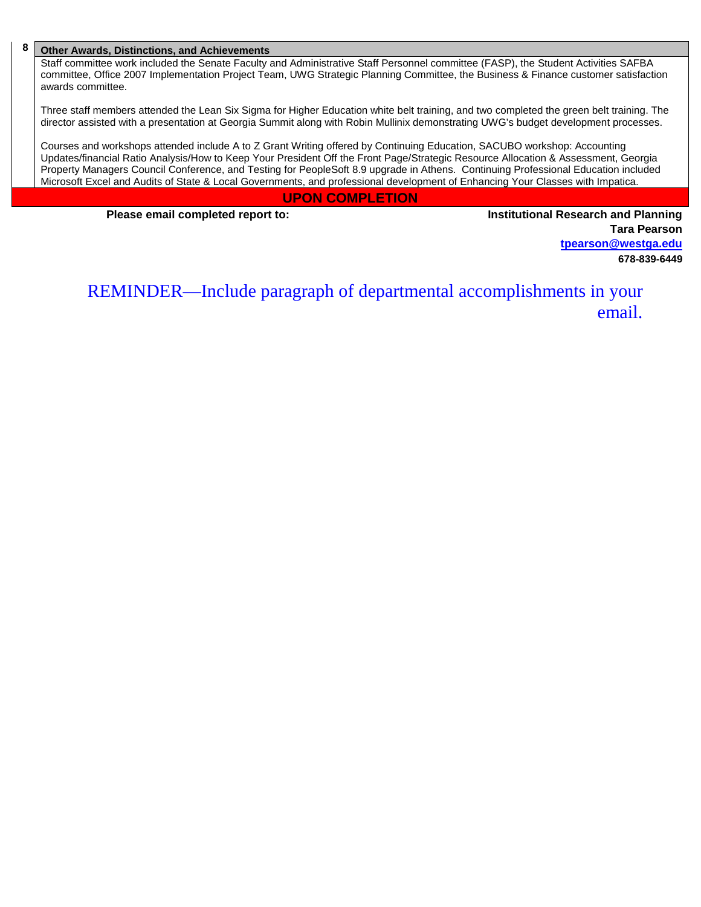## 8 Other Awards, Distinctions, and Achievements

Staff committee work included the Senate Faculty and Administrative Staff Personnel committee (FASP), the Student Activities SAFBA committee, Office 2007 Implementation Project Team, UWG Strategic Planning Committee, the Business & Finance customer satisfaction awards committee.

Three staff members attended the Lean Six Sigma for Higher Education white belt training, and two completed the green belt training. The director assisted with a presentation at Georgia Summit along with Robin Mullinix demonstrating UWG's budget development processes.

Courses and workshops attended include A to Z Grant Writing offered by Continuing Education, SACUBO workshop: Accounting Updates/financial Ratio Analysis/How to Keep Your President Off the Front Page/Strategic Resource Allocation & Assessment, Georgia Property Managers Council Conference, and Testing for PeopleSoft 8.9 upgrade in Athens. Continuing Professional Education included Microsoft Excel and Audits of State & Local Governments, and professional development of Enhancing Your Classes with Impatica.

## UPON COMPLETION

**Please email completed report to:**

**Institutional Research and Planning**
**Tara Pearson**
**tpearson@westga.edu**
**678-839-6449**

REMINDER—Include paragraph of departmental accomplishments in your email.